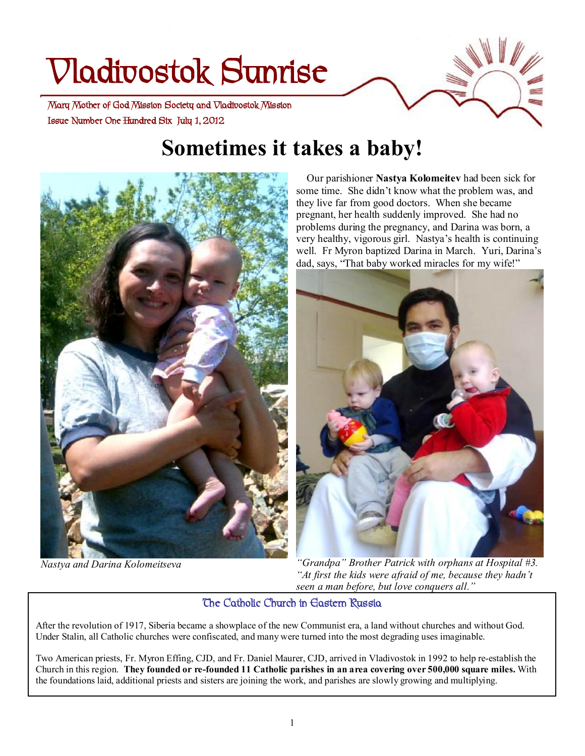# Vladivostok Sunrise

Mary Mother of God Mission Society and Vladivostok Mission

Issue Number One Hundred Six July 1, 2012

## Sometimes it takes a baby!

Our parishioner **Nastya Kolomeitev** had been sick for some time. She didn't know what the problem was, and they live far from good doctors. When she became pregnant, her health suddenly improved. She had no problems during the pregnancy, and Darina was born, a very healthy, vigorous girl. Nastya's health is continuing well. Fr Myron baptized Darina in March. Yuri, Darina's dad, says, "That baby worked miracles for my wife!"

*Nastya and Darina Kolomeitseva*

*"Grandpa" Brother Patrick with orphans at Hospital #3. "At first the kids were afraid of me, because they hadn't seen a man before, but love conquers all."*

### The Catholic Church in Eastern Russia

After the revolution of 1917, Siberia became a showplace of the new Communist era, a land without churches and without God. Under Stalin, all Catholic churches were confiscated, and many were turned into the most degrading uses imaginable.

Two American priests, Fr. Myron Effing, CJD, and Fr. Daniel Maurer, CJD, arrived in Vladivostok in 1992 to help re-establish the Church in this region. **They founded or re-founded 11 Catholic parishes in an area covering over 500,000 square miles.** With the foundations laid, additional priests and sisters are joining the work, and parishes are slowly growing and multiplying.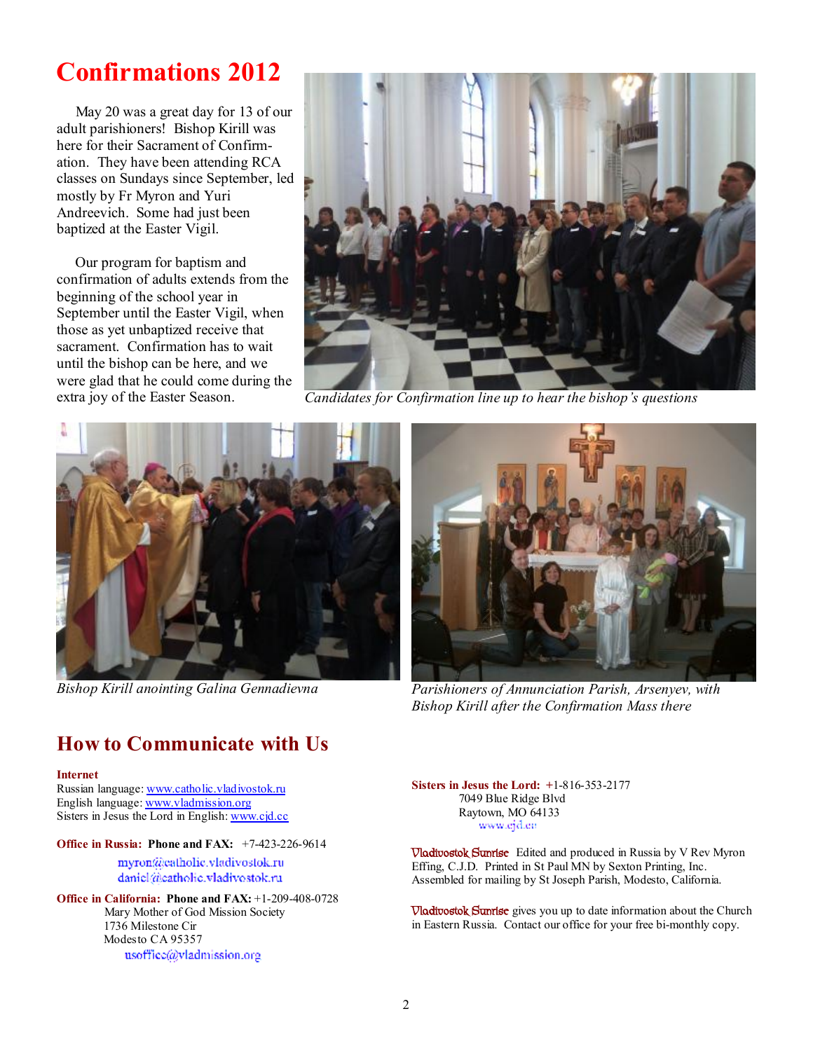# Confirmations 2012

May 20 was a great day for 13 of our adult parishioners! Bishop Kirill was here for their Sacrament of Confirmation. They have been attending RCA classes on Sundays since September, led mostly by Fr Myron and Yuri Andreevich. Some had just been baptized at the Easter Vigil.

Our program for baptism and confirmation of adults extends from the beginning of the school year in September until the Easter Vigil, when those as yet unbaptized receive that sacrament. Confirmation has to wait until the bishop can be here, and we were glad that he could come during the extra joy of the Easter Season.

*Candidates for Confirmation line up to hear the bishop's questions*

*Bishop Kirill anointing Galina Gennadievna*

*Parishioners of Annunciation Parish, Arsenyev, with Bishop Kirill after the Confirmation Mass there*

## How to Communicate with Us

**Internet**
Russian language: www.catholic.vladivostok.ru
English language: www.vladmission.org
Sisters in Jesus the Lord in English: www.cjd.cc

**Office in Russia: Phone and FAX:** +7-423-226-9614
myron@catholic.vladivostok.ru
daniel@catholic.vladivostok.ru

**Office in California: Phone and FAX:** +1-209-408-0728
Mary Mother of God Mission Society
1736 Milestone Cir
Modesto CA 95357
usoffice@vladmission.org

**Sisters in Jesus the Lord:** +1-816-353-2177
7049 Blue Ridge Blvd
Raytown, MO 64133
www.cjd.cc

**Vladivostok Sunrise** Edited and produced in Russia by V Rev Myron Effing, C.J.D. Printed in St Paul MN by Sexton Printing, Inc. Assembled for mailing by St Joseph Parish, Modesto, California.

**Vladivostok Sunrise** gives you up to date information about the Church in Eastern Russia. Contact our office for your free bi-monthly copy.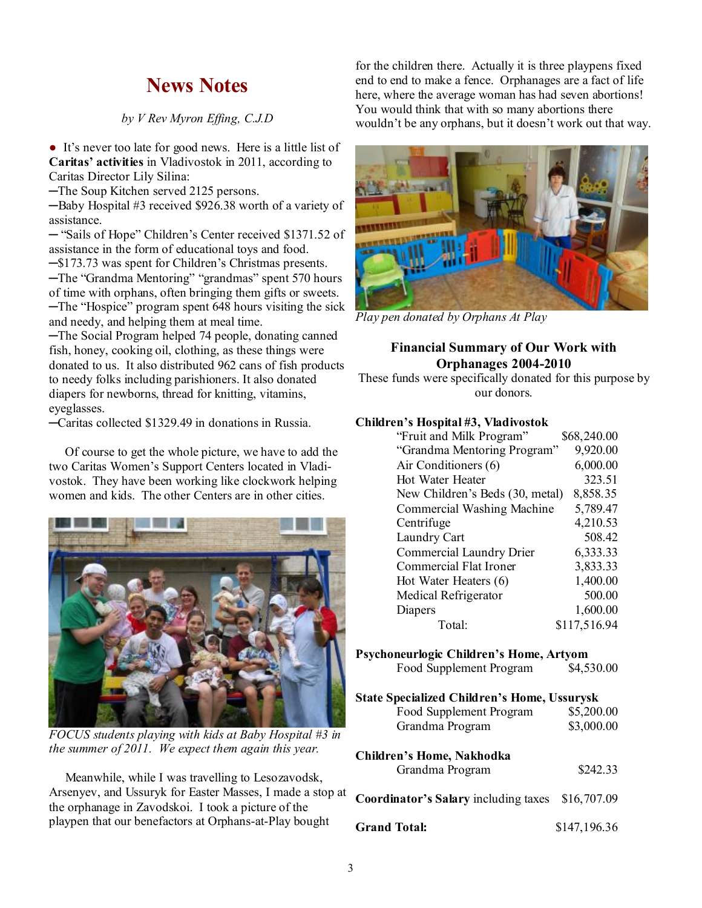# News Notes

*by V Rev Myron Effing, C.J.D*

- It's never too late for good news. Here is a little list of **Caritas' activities** in Vladivostok in 2011, according to Caritas Director Lily Silina:

─The Soup Kitchen served 2125 persons.
─Baby Hospital #3 received $926.38 worth of a variety of assistance.
─ "Sails of Hope" Children's Center received $1371.52 of assistance in the form of educational toys and food.
─$173.73 was spent for Children's Christmas presents.
─The "Grandma Mentoring" "grandmas" spent 570 hours of time with orphans, often bringing them gifts or sweets.
─The "Hospice" program spent 648 hours visiting the sick and needy, and helping them at meal time.
─The Social Program helped 74 people, donating canned fish, honey, cooking oil, clothing, as these things were donated to us. It also distributed 962 cans of fish products to needy folks including parishioners. It also donated diapers for newborns, thread for knitting, vitamins, eyeglasses.
─Caritas collected $1329.49 in donations in Russia.

Of course to get the whole picture, we have to add the two Caritas Women's Support Centers located in Vladivostok. They have been working like clockwork helping women and kids. The other Centers are in other cities.

*FOCUS students playing with kids at Baby Hospital #3 in the summer of 2011. We expect them again this year.*

Meanwhile, while I was travelling to Lesozavodsk, Arsenyev, and Ussuryk for Easter Masses, I made a stop at the orphanage in Zavodskoi. I took a picture of the playpen that our benefactors at Orphans-at-Play bought for the children there. Actually it is three playpens fixed end to end to make a fence. Orphanages are a fact of life here, where the average woman has had seven abortions! You would think that with so many abortions there wouldn't be any orphans, but it doesn't work out that way.

*Play pen donated by Orphans At Play*

## Financial Summary of Our Work with Orphanages 2004-2010

These funds were specifically donated for this purpose by our donors.

**Children's Hospital #3, Vladivostok**

| Item | Amount |
|---|---|
| "Fruit and Milk Program" | $68,240.00 |
| "Grandma Mentoring Program" | 9,920.00 |
| Air Conditioners (6) | 6,000.00 |
| Hot Water Heater | 323.51 |
| New Children's Beds (30, metal) | 8,858.35 |
| Commercial Washing Machine | 5,789.47 |
| Centrifuge | 4,210.53 |
| Laundry Cart | 508.42 |
| Commercial Laundry Drier | 6,333.33 |
| Commercial Flat Ironer | 3,833.33 |
| Hot Water Heaters (6) | 1,400.00 |
| Medical Refrigerator | 500.00 |
| Diapers | 1,600.00 |
| Total: | $117,516.94 |

**Psychoneurlogic Children's Home, Artyom**

| Item | Amount |
|---|---|
| Food Supplement Program | $4,530.00 |

**State Specialized Children's Home, Ussurysk**

| Item | Amount |
|---|---|
| Food Supplement Program | $5,200.00 |
| Grandma Program | $3,000.00 |

**Children's Home, Nakhodka**

| Item | Amount |
|---|---|
| Grandma Program | $242.33 |

**Coordinator's Salary** including taxes $16,707.09

**Grand Total:** $147,196.36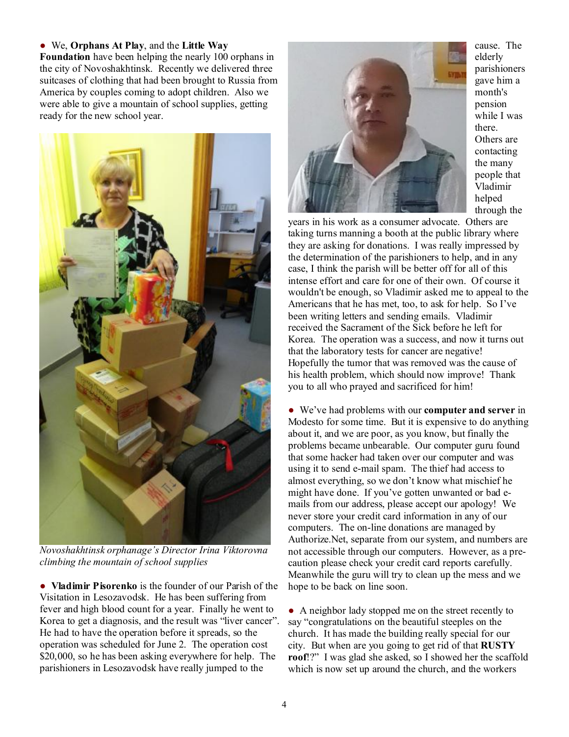● We, **Orphans At Play**, and the **Little Way Foundation** have been helping the nearly 100 orphans in the city of Novoshakhtinsk. Recently we delivered three suitcases of clothing that had been brought to Russia from America by couples coming to adopt children. Also we were able to give a mountain of school supplies, getting ready for the new school year.

*Novoshakhtinsk orphanage's Director Irina Viktorovna climbing the mountain of school supplies*

● **Vladimir Pisorenko** is the founder of our Parish of the Visitation in Lesozavodsk. He has been suffering from fever and high blood count for a year. Finally he went to Korea to get a diagnosis, and the result was "liver cancer". He had to have the operation before it spreads, so the operation was scheduled for June 2. The operation cost $20,000, so he has been asking everywhere for help. The parishioners in Lesozavodsk have really jumped to the cause. The elderly parishioners gave him a month's pension while I was there. Others are contacting the many people that Vladimir helped through the years in his work as a consumer advocate. Others are taking turns manning a booth at the public library where they are asking for donations. I was really impressed by the determination of the parishioners to help, and in any case, I think the parish will be better off for all of this intense effort and care for one of their own. Of course it wouldn't be enough, so Vladimir asked me to appeal to the Americans that he has met, too, to ask for help. So I've been writing letters and sending emails. Vladimir received the Sacrament of the Sick before he left for Korea. The operation was a success, and now it turns out that the laboratory tests for cancer are negative! Hopefully the tumor that was removed was the cause of his health problem, which should now improve! Thank you to all who prayed and sacrificed for him!

● We've had problems with our **computer and server** in Modesto for some time. But it is expensive to do anything about it, and we are poor, as you know, but finally the problems became unbearable. Our computer guru found that some hacker had taken over our computer and was using it to send e-mail spam. The thief had access to almost everything, so we don't know what mischief he might have done. If you've gotten unwanted or bad e-mails from our address, please accept our apology! We never store your credit card information in any of our computers. The on-line donations are managed by Authorize.Net, separate from our system, and numbers are not accessible through our computers. However, as a pre-caution please check your credit card reports carefully. Meanwhile the guru will try to clean up the mess and we hope to be back on line soon.

● A neighbor lady stopped me on the street recently to say "congratulations on the beautiful steeples on the church. It has made the building really special for our city. But when are you going to get rid of that **RUSTY roof**!?" I was glad she asked, so I showed her the scaffold which is now set up around the church, and the workers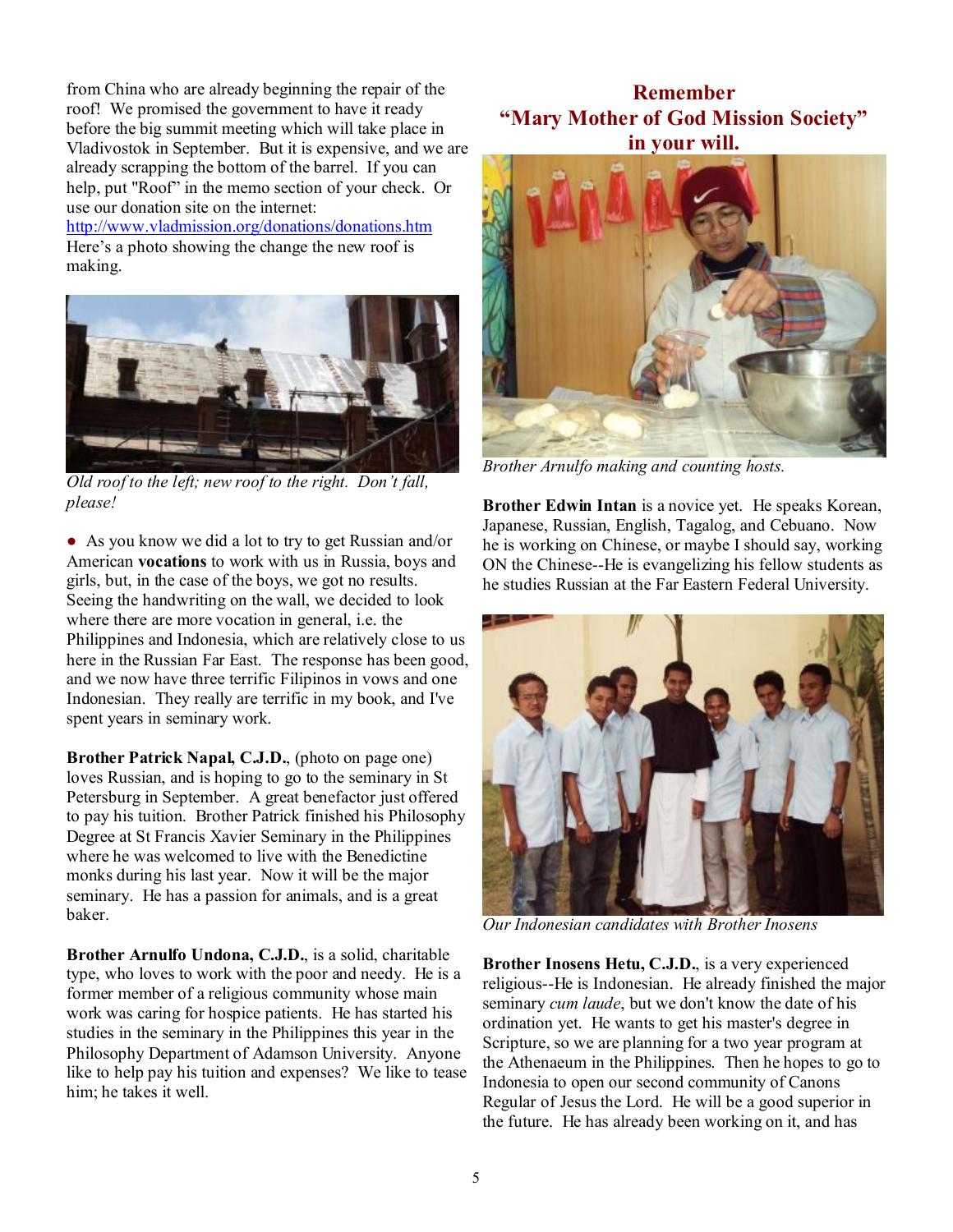from China who are already beginning the repair of the roof! We promised the government to have it ready before the big summit meeting which will take place in Vladivostok in September. But it is expensive, and we are already scrapping the bottom of the barrel. If you can help, put "Roof" in the memo section of your check. Or use our donation site on the internet: http://www.vladmission.org/donations/donations.htm Here's a photo showing the change the new roof is making.

*Old roof to the left; new roof to the right. Don't fall, please!*

- As you know we did a lot to try to get Russian and/or American **vocations** to work with us in Russia, boys and girls, but, in the case of the boys, we got no results. Seeing the handwriting on the wall, we decided to look where there are more vocation in general, i.e. the Philippines and Indonesia, which are relatively close to us here in the Russian Far East. The response has been good, and we now have three terrific Filipinos in vows and one Indonesian. They really are terrific in my book, and I've spent years in seminary work.

**Brother Patrick Napal, C.J.D.**, (photo on page one) loves Russian, and is hoping to go to the seminary in St Petersburg in September. A great benefactor just offered to pay his tuition. Brother Patrick finished his Philosophy Degree at St Francis Xavier Seminary in the Philippines where he was welcomed to live with the Benedictine monks during his last year. Now it will be the major seminary. He has a passion for animals, and is a great baker.

**Brother Arnulfo Undona, C.J.D.**, is a solid, charitable type, who loves to work with the poor and needy. He is a former member of a religious community whose main work was caring for hospice patients. He has started his studies in the seminary in the Philippines this year in the Philosophy Department of Adamson University. Anyone like to help pay his tuition and expenses? We like to tease him; he takes it well.

## Remember "Mary Mother of God Mission Society" in your will.

*Brother Arnulfo making and counting hosts.*

**Brother Edwin Intan** is a novice yet. He speaks Korean, Japanese, Russian, English, Tagalog, and Cebuano. Now he is working on Chinese, or maybe I should say, working ON the Chinese--He is evangelizing his fellow students as he studies Russian at the Far Eastern Federal University.

*Our Indonesian candidates with Brother Inosens*

**Brother Inosens Hetu, C.J.D.**, is a very experienced religious--He is Indonesian. He already finished the major seminary *cum laude*, but we don't know the date of his ordination yet. He wants to get his master's degree in Scripture, so we are planning for a two year program at the Athenaeum in the Philippines. Then he hopes to go to Indonesia to open our second community of Canons Regular of Jesus the Lord. He will be a good superior in the future. He has already been working on it, and has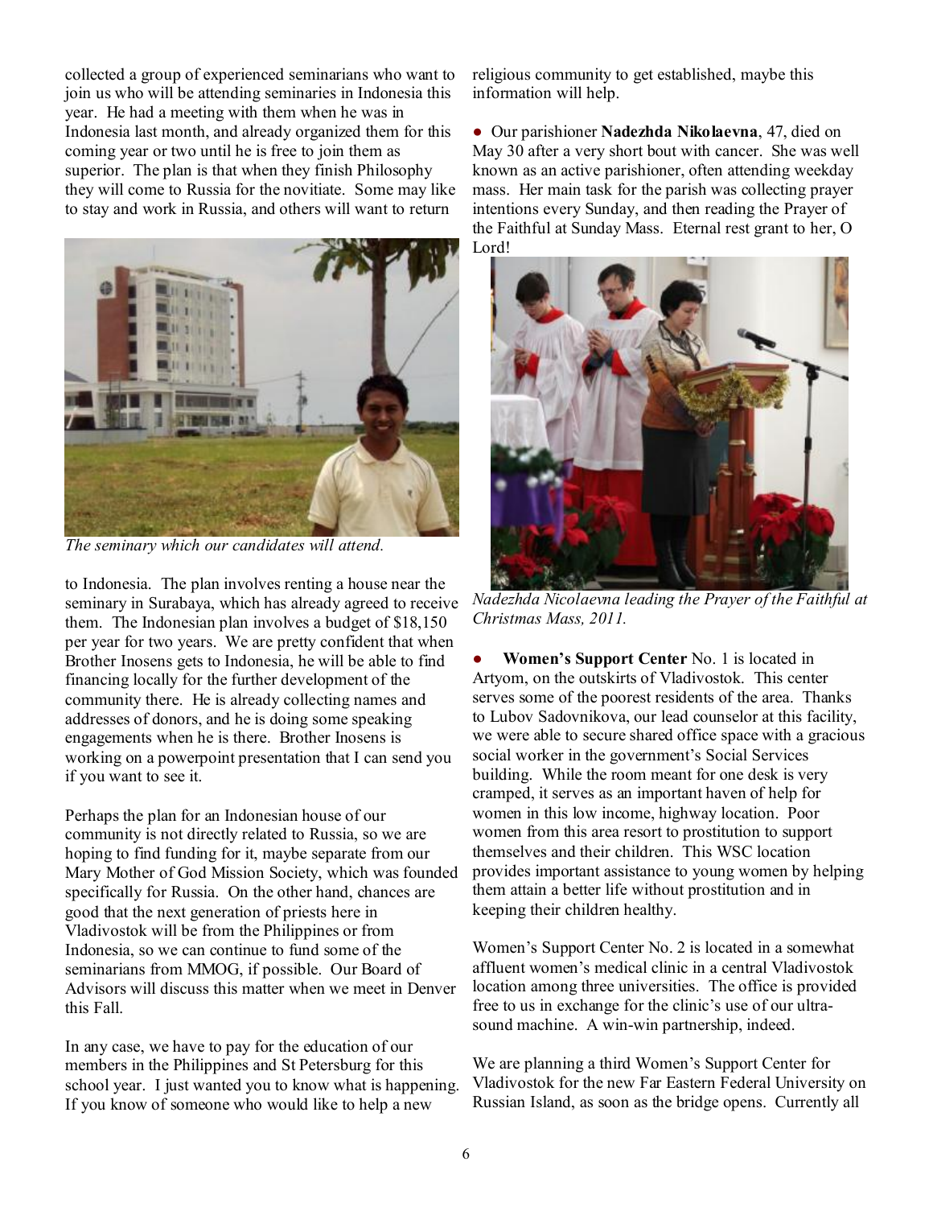collected a group of experienced seminarians who want to join us who will be attending seminaries in Indonesia this year. He had a meeting with them when he was in Indonesia last month, and already organized them for this coming year or two until he is free to join them as superior. The plan is that when they finish Philosophy they will come to Russia for the novitiate. Some may like to stay and work in Russia, and others will want to return to Indonesia. The plan involves renting a house near the seminary in Surabaya, which has already agreed to receive them. The Indonesian plan involves a budget of $18,150 per year for two years. We are pretty confident that when Brother Inosens gets to Indonesia, he will be able to find financing locally for the further development of the community there. He is already collecting names and addresses of donors, and he is doing some speaking engagements when he is there. Brother Inosens is working on a powerpoint presentation that I can send you if you want to see it.

*The seminary which our candidates will attend.*

Perhaps the plan for an Indonesian house of our community is not directly related to Russia, so we are hoping to find funding for it, maybe separate from our Mary Mother of God Mission Society, which was founded specifically for Russia. On the other hand, chances are good that the next generation of priests here in Vladivostok will be from the Philippines or from Indonesia, so we can continue to fund some of the seminarians from MMOG, if possible. Our Board of Advisors will discuss this matter when we meet in Denver this Fall.

In any case, we have to pay for the education of our members in the Philippines and St Petersburg for this school year. I just wanted you to know what is happening. If you know of someone who would like to help a new religious community to get established, maybe this information will help.

● Our parishioner **Nadezhda Nikolaevna**, 47, died on May 30 after a very short bout with cancer. She was well known as an active parishioner, often attending weekday mass. Her main task for the parish was collecting prayer intentions every Sunday, and then reading the Prayer of the Faithful at Sunday Mass. Eternal rest grant to her, O Lord!

*Nadezhda Nicolaevna leading the Prayer of the Faithful at Christmas Mass, 2011.*

● **Women's Support Center** No. 1 is located in Artyom, on the outskirts of Vladivostok. This center serves some of the poorest residents of the area. Thanks to Lubov Sadovnikova, our lead counselor at this facility, we were able to secure shared office space with a gracious social worker in the government's Social Services building. While the room meant for one desk is very cramped, it serves as an important haven of help for women in this low income, highway location. Poor women from this area resort to prostitution to support themselves and their children. This WSC location provides important assistance to young women by helping them attain a better life without prostitution and in keeping their children healthy.

Women's Support Center No. 2 is located in a somewhat affluent women's medical clinic in a central Vladivostok location among three universities. The office is provided free to us in exchange for the clinic's use of our ultra-sound machine. A win-win partnership, indeed.

We are planning a third Women's Support Center for Vladivostok for the new Far Eastern Federal University on Russian Island, as soon as the bridge opens. Currently all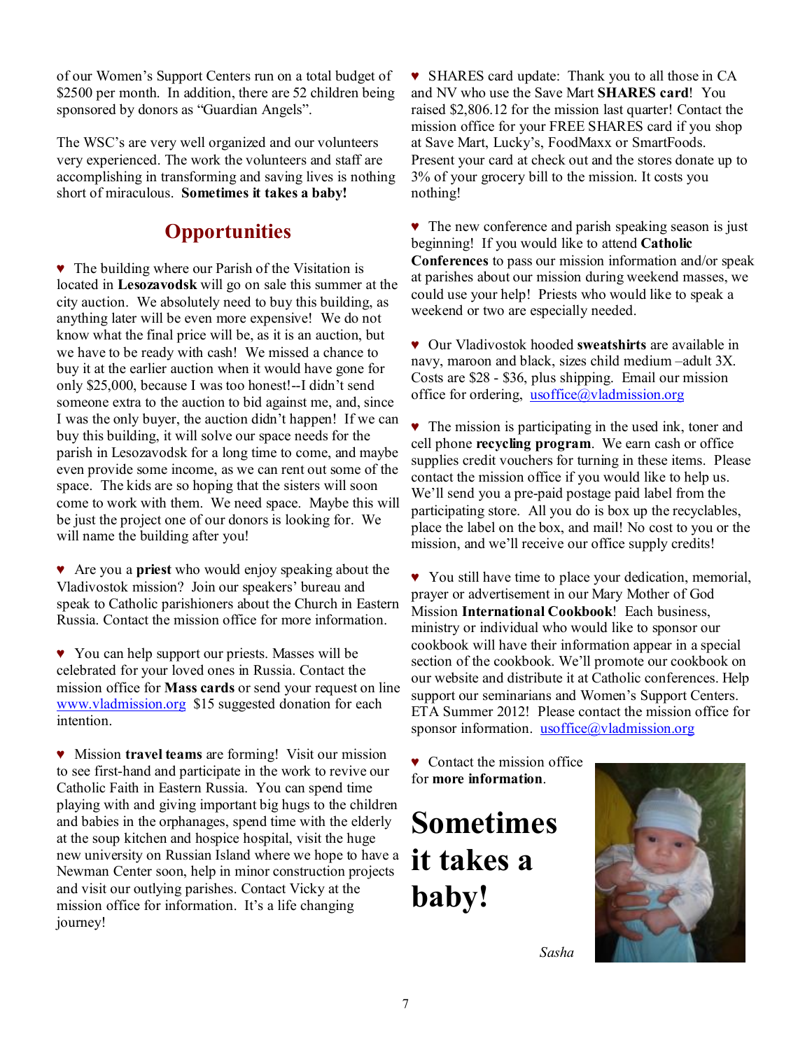of our Women's Support Centers run on a total budget of $2500 per month. In addition, there are 52 children being sponsored by donors as "Guardian Angels".

The WSC's are very well organized and our volunteers very experienced. The work the volunteers and staff are accomplishing in transforming and saving lives is nothing short of miraculous. **Sometimes it takes a baby!**

## Opportunities

♥ The building where our Parish of the Visitation is located in **Lesozavodsk** will go on sale this summer at the city auction. We absolutely need to buy this building, as anything later will be even more expensive! We do not know what the final price will be, as it is an auction, but we have to be ready with cash! We missed a chance to buy it at the earlier auction when it would have gone for only $25,000, because I was too honest!--I didn't send someone extra to the auction to bid against me, and, since I was the only buyer, the auction didn't happen! If we can buy this building, it will solve our space needs for the parish in Lesozavodsk for a long time to come, and maybe even provide some income, as we can rent out some of the space. The kids are so hoping that the sisters will soon come to work with them. We need space. Maybe this will be just the project one of our donors is looking for. We will name the building after you!

♥ Are you a **priest** who would enjoy speaking about the Vladivostok mission? Join our speakers' bureau and speak to Catholic parishioners about the Church in Eastern Russia. Contact the mission office for more information.

♥ You can help support our priests. Masses will be celebrated for your loved ones in Russia. Contact the mission office for **Mass cards** or send your request on line www.vladmission.org $15 suggested donation for each intention.

♥ Mission **travel teams** are forming! Visit our mission to see first-hand and participate in the work to revive our Catholic Faith in Eastern Russia. You can spend time playing with and giving important big hugs to the children and babies in the orphanages, spend time with the elderly at the soup kitchen and hospice hospital, visit the huge new university on Russian Island where we hope to have a Newman Center soon, help in minor construction projects and visit our outlying parishes. Contact Vicky at the mission office for information. It's a life changing journey!

♥ SHARES card update: Thank you to all those in CA and NV who use the Save Mart **SHARES card**! You raised $2,806.12 for the mission last quarter! Contact the mission office for your FREE SHARES card if you shop at Save Mart, Lucky's, FoodMaxx or SmartFoods. Present your card at check out and the stores donate up to 3% of your grocery bill to the mission. It costs you nothing!

♥ The new conference and parish speaking season is just beginning! If you would like to attend **Catholic Conferences** to pass our mission information and/or speak at parishes about our mission during weekend masses, we could use your help! Priests who would like to speak a weekend or two are especially needed.

♥ Our Vladivostok hooded **sweatshirts** are available in navy, maroon and black, sizes child medium –adult 3X. Costs are $28 - $36, plus shipping. Email our mission office for ordering, usoffice@vladmission.org

♥ The mission is participating in the used ink, toner and cell phone **recycling program**. We earn cash or office supplies credit vouchers for turning in these items. Please contact the mission office if you would like to help us. We'll send you a pre-paid postage paid label from the participating store. All you do is box up the recyclables, place the label on the box, and mail! No cost to you or the mission, and we'll receive our office supply credits!

♥ You still have time to place your dedication, memorial, prayer or advertisement in our Mary Mother of God Mission **International Cookbook**! Each business, ministry or individual who would like to sponsor our cookbook will have their information appear in a special section of the cookbook. We'll promote our cookbook on our website and distribute it at Catholic conferences. Help support our seminarians and Women's Support Centers. ETA Summer 2012! Please contact the mission office for sponsor information. usoffice@vladmission.org

♥ Contact the mission office for **more information**.

# Sometimes it takes a baby!

*Sasha*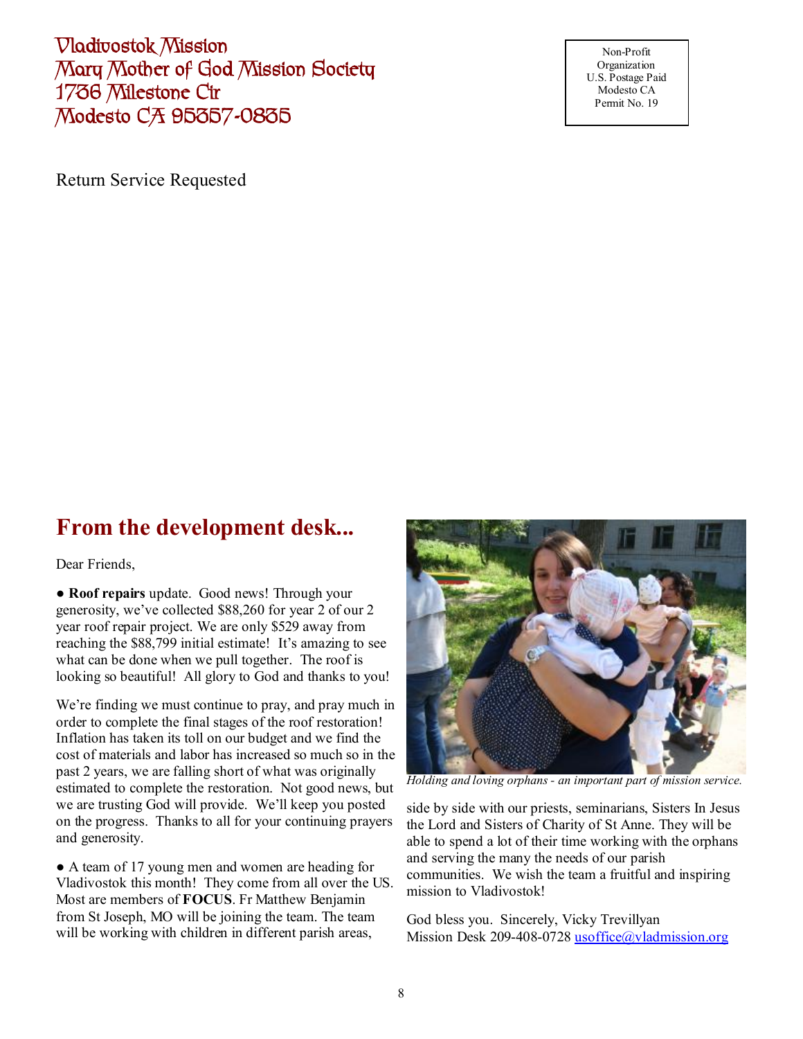Vladivostok Mission
Mary Mother of God Mission Society
1736 Milestone Ctr
Modesto CA 95357-0835

Non-Profit Organization
U.S. Postage Paid
Modesto CA
Permit No. 19

Return Service Requested

## From the development desk...

Dear Friends,

● **Roof repairs** update. Good news! Through your generosity, we've collected $88,260 for year 2 of our 2 year roof repair project. We are only $529 away from reaching the $88,799 initial estimate! It's amazing to see what can be done when we pull together. The roof is looking so beautiful! All glory to God and thanks to you!

We're finding we must continue to pray, and pray much in order to complete the final stages of the roof restoration! Inflation has taken its toll on our budget and we find the cost of materials and labor has increased so much so in the past 2 years, we are falling short of what was originally estimated to complete the restoration. Not good news, but we are trusting God will provide. We'll keep you posted on the progress. Thanks to all for your continuing prayers and generosity.

● A team of 17 young men and women are heading for Vladivostok this month! They come from all over the US. Most are members of **FOCUS**. Fr Matthew Benjamin from St Joseph, MO will be joining the team. The team will be working with children in different parish areas, side by side with our priests, seminarians, Sisters In Jesus the Lord and Sisters of Charity of St Anne. They will be able to spend a lot of their time working with the orphans and serving the many the needs of our parish communities. We wish the team a fruitful and inspiring mission to Vladivostok!

*Holding and loving orphans - an important part of mission service.*

God bless you. Sincerely, Vicky Trevillyan
Mission Desk 209-408-0728 usoffice@vladmission.org